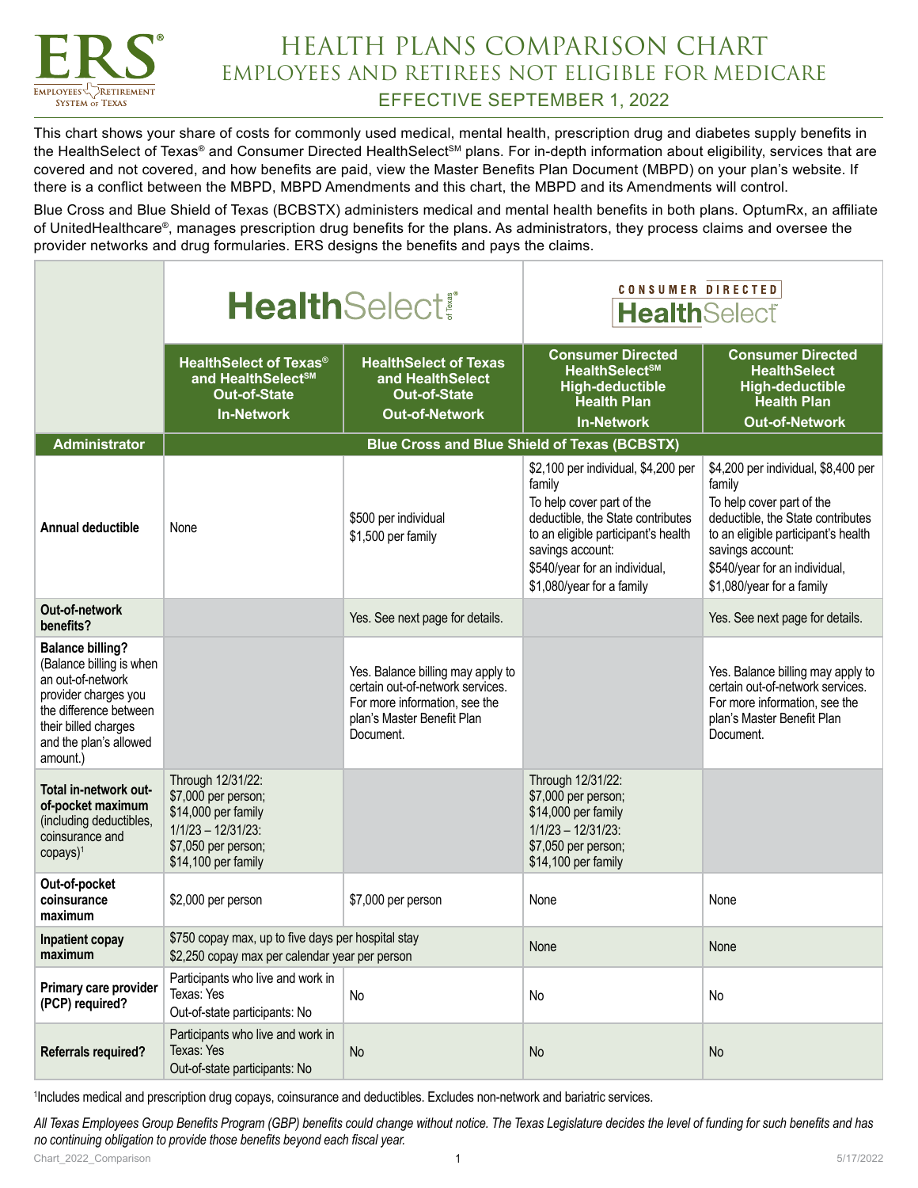# HEALTH PLANS COMPARISON CHART
## EMPLOYEES AND RETIREES NOT ELIGIBLE FOR MEDICARE
### EFFECTIVE SEPTEMBER 1, 2022

This chart shows your share of costs for commonly used medical, mental health, prescription drug and diabetes supply benefits in the HealthSelect of Texas® and Consumer Directed HealthSelect℠ plans. For in-depth information about eligibility, services that are covered and not covered, and how benefits are paid, view the Master Benefits Plan Document (MBPD) on your plan's website. If there is a conflict between the MBPD, MBPD Amendments and this chart, the MBPD and its Amendments will control.

Blue Cross and Blue Shield of Texas (BCBSTX) administers medical and mental health benefits in both plans. OptumRx, an affiliate of UnitedHealthcare®, manages prescription drug benefits for the plans. As administrators, they process claims and oversee the provider networks and drug formularies. ERS designs the benefits and pays the claims.

| | HealthSelect of Texas | | Consumer Directed HealthSelect | |
|---|---|---|---|---|
| | **HealthSelect of Texas® and HealthSelect℠ Out-of-State In-Network** | **HealthSelect of Texas and HealthSelect Out-of-State Out-of-Network** | **Consumer Directed HealthSelect℠ High-deductible Health Plan In-Network** | **Consumer Directed HealthSelect High-deductible Health Plan Out-of-Network** |
| **Administrator** | Blue Cross and Blue Shield of Texas (BCBSTX) | | | |
| **Annual deductible** | None | $500 per individual<br>$1,500 per family | $2,100 per individual, $4,200 per family<br>To help cover part of the deductible, the State contributes to an eligible participant's health savings account:<br>$540/year for an individual, $1,080/year for a family | $4,200 per individual, $8,400 per family<br>To help cover part of the deductible, the State contributes to an eligible participant's health savings account:<br>$540/year for an individual, $1,080/year for a family |
| **Out-of-network benefits?** | | Yes. See next page for details. | | Yes. See next page for details. |
| **Balance billing?** (Balance billing is when an out-of-network provider charges you the difference between their billed charges and the plan's allowed amount.) | | Yes. Balance billing may apply to certain out-of-network services. For more information, see the plan's Master Benefit Plan Document. | | Yes. Balance billing may apply to certain out-of-network services. For more information, see the plan's Master Benefit Plan Document. |
| **Total in-network out-of-pocket maximum** (including deductibles, coinsurance and copays)[1] | Through 12/31/22:<br>$7,000 per person;<br>$14,000 per family<br>1/1/23 – 12/31/23:<br>$7,050 per person;<br>$14,100 per family | | Through 12/31/22:<br>$7,000 per person;<br>$14,000 per family<br>1/1/23 – 12/31/23:<br>$7,050 per person;<br>$14,100 per family | |
| **Out-of-pocket coinsurance maximum** | $2,000 per person | $7,000 per person | None | None |
| **Inpatient copay maximum** | $750 copay max, up to five days per hospital stay<br>$2,250 copay max per calendar year per person | | None | None |
| **Primary care provider (PCP) required?** | Participants who live and work in Texas: Yes<br>Out-of-state participants: No | No | No | No |
| **Referrals required?** | Participants who live and work in Texas: Yes<br>Out-of-state participants: No | No | No | No |

[1]Includes medical and prescription drug copays, coinsurance and deductibles. Excludes non-network and bariatric services.

*All Texas Employees Group Benefits Program (GBP) benefits could change without notice. The Texas Legislature decides the level of funding for such benefits and has no continuing obligation to provide those benefits beyond each fiscal year.*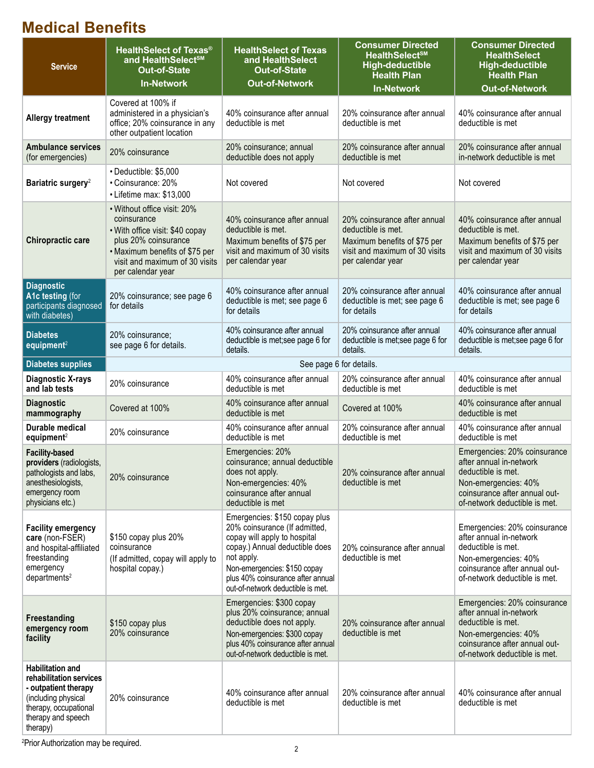# Medical Benefits

| Service | HealthSelect of Texas® and HealthSelect℠ Out-of-State In-Network | HealthSelect of Texas and HealthSelect Out-of-State Out-of-Network | Consumer Directed HealthSelect℠ High-deductible Health Plan In-Network | Consumer Directed HealthSelect High-deductible Health Plan Out-of-Network |
|---|---|---|---|---|
| **Allergy treatment** | Covered at 100% if administered in a physician's office; 20% coinsurance in any other outpatient location | 40% coinsurance after annual deductible is met | 20% coinsurance after annual deductible is met | 40% coinsurance after annual deductible is met |
| **Ambulance services** (for emergencies) | 20% coinsurance | 20% coinsurance; annual deductible does not apply | 20% coinsurance after annual deductible is met | 20% coinsurance after annual in-network deductible is met |
| **Bariatric surgery**[2] | • Deductible: $5,000<br>• Coinsurance: 20%<br>• Lifetime max: $13,000 | Not covered | Not covered | Not covered |
| **Chiropractic care** | • Without office visit: 20% coinsurance<br>• With office visit: $40 copay plus 20% coinsurance<br>• Maximum benefits of $75 per visit and maximum of 30 visits per calendar year | 40% coinsurance after annual deductible is met.<br>Maximum benefits of $75 per visit and maximum of 30 visits per calendar year | 20% coinsurance after annual deductible is met.<br>Maximum benefits of $75 per visit and maximum of 30 visits per calendar year | 40% coinsurance after annual deductible is met.<br>Maximum benefits of $75 per visit and maximum of 30 visits per calendar year |
| **Diagnostic A1c testing** (for participants diagnosed with diabetes) | 20% coinsurance; see page 6 for details | 40% coinsurance after annual deductible is met; see page 6 for details | 20% coinsurance after annual deductible is met; see page 6 for details | 40% coinsurance after annual deductible is met; see page 6 for details |
| **Diabetes equipment**[2] | 20% coinsurance;<br>see page 6 for details. | 40% coinsurance after annual deductible is met;see page 6 for details. | 20% coinsurance after annual deductible is met;see page 6 for details. | 40% coinsurance after annual deductible is met;see page 6 for details. |
| **Diabetes supplies** | See page 6 for details. | | | |
| **Diagnostic X-rays and lab tests** | 20% coinsurance | 40% coinsurance after annual deductible is met | 20% coinsurance after annual deductible is met | 40% coinsurance after annual deductible is met |
| **Diagnostic mammography** | Covered at 100% | 40% coinsurance after annual deductible is met | Covered at 100% | 40% coinsurance after annual deductible is met |
| **Durable medical equipment**[2] | 20% coinsurance | 40% coinsurance after annual deductible is met | 20% coinsurance after annual deductible is met | 40% coinsurance after annual deductible is met |
| **Facility-based providers** (radiologists, pathologists and labs, anesthesiologists, emergency room physicians etc.) | 20% coinsurance | Emergencies: 20% coinsurance; annual deductible does not apply.<br>Non-emergencies: 40% coinsurance after annual deductible is met | 20% coinsurance after annual deductible is met | Emergencies: 20% coinsurance after annual in-network deductible is met.<br>Non-emergencies: 40% coinsurance after annual out-of-network deductible is met. |
| **Facility emergency care** (non-FSER) and hospital-affiliated freestanding emergency departments[2] | $150 copay plus 20% coinsurance<br>(If admitted, copay will apply to hospital copay.) | Emergencies: $150 copay plus 20% coinsurance (If admitted, copay will apply to hospital copay.) Annual deductible does not apply.<br>Non-emergencies: $150 copay plus 40% coinsurance after annual out-of-network deductible is met. | 20% coinsurance after annual deductible is met | Emergencies: 20% coinsurance after annual in-network deductible is met.<br>Non-emergencies: 40% coinsurance after annual out-of-network deductible is met. |
| **Freestanding emergency room facility** | $150 copay plus<br>20% coinsurance | Emergencies: $300 copay plus 20% coinsurance; annual deductible does not apply.<br>Non-emergencies: $300 copay plus 40% coinsurance after annual out-of-network deductible is met. | 20% coinsurance after annual deductible is met | Emergencies: 20% coinsurance after annual in-network deductible is met.<br>Non-emergencies: 40% coinsurance after annual out-of-network deductible is met. |
| **Habilitation and rehabilitation services - outpatient therapy** (including physical therapy, occupational therapy and speech therapy) | 20% coinsurance | 40% coinsurance after annual deductible is met | 20% coinsurance after annual deductible is met | 40% coinsurance after annual deductible is met |

[2]Prior Authorization may be required.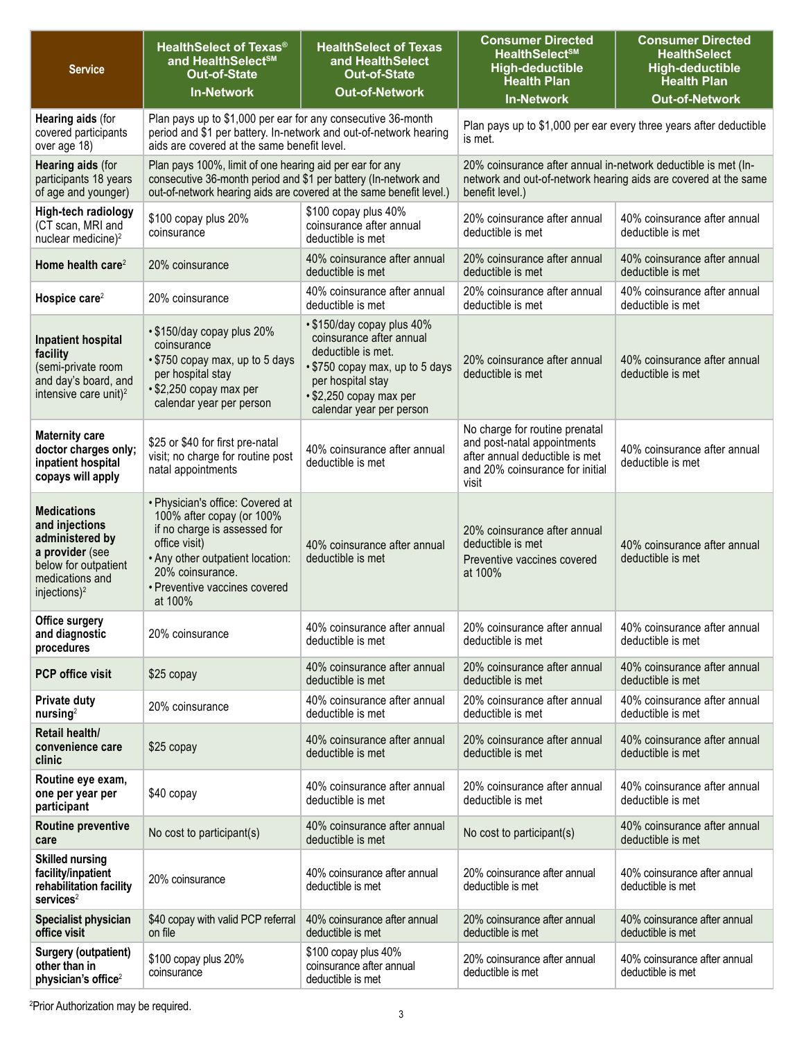| Service | HealthSelect of Texas® and HealthSelect℠ Out-of-State In-Network | HealthSelect of Texas and HealthSelect Out-of-State Out-of-Network | Consumer Directed HealthSelect℠ High-deductible Health Plan In-Network | Consumer Directed HealthSelect High-deductible Health Plan Out-of-Network |
|---|---|---|---|---|
| **Hearing aids** (for covered participants over age 18) | Plan pays up to $1,000 per ear for any consecutive 36-month period and $1 per battery. In-network and out-of-network hearing aids are covered at the same benefit level. | | Plan pays up to $1,000 per ear every three years after deductible is met. | |
| **Hearing aids** (for participants 18 years of age and younger) | Plan pays 100%, limit of one hearing aid per ear for any consecutive 36-month period and $1 per battery (In-network and out-of-network hearing aids are covered at the same benefit level.) | | 20% coinsurance after annual in-network deductible is met (In-network and out-of-network hearing aids are covered at the same benefit level.) | |
| **High-tech radiology** (CT scan, MRI and nuclear medicine)[2] | $100 copay plus 20% coinsurance | $100 copay plus 40% coinsurance after annual deductible is met | 20% coinsurance after annual deductible is met | 40% coinsurance after annual deductible is met |
| **Home health care**[2] | 20% coinsurance | 40% coinsurance after annual deductible is met | 20% coinsurance after annual deductible is met | 40% coinsurance after annual deductible is met |
| **Hospice care**[2] | 20% coinsurance | 40% coinsurance after annual deductible is met | 20% coinsurance after annual deductible is met | 40% coinsurance after annual deductible is met |
| **Inpatient hospital facility** (semi-private room and day's board, and intensive care unit)[2] | • $150/day copay plus 20% coinsurance<br>• $750 copay max, up to 5 days per hospital stay<br>• $2,250 copay max per calendar year per person | • $150/day copay plus 40% coinsurance after annual deductible is met.<br>• $750 copay max, up to 5 days per hospital stay<br>• $2,250 copay max per calendar year per person | 20% coinsurance after annual deductible is met | 40% coinsurance after annual deductible is met |
| **Maternity care doctor charges only; inpatient hospital copays will apply** | $25 or $40 for first pre-natal visit; no charge for routine post natal appointments | 40% coinsurance after annual deductible is met | No charge for routine prenatal and post-natal appointments after annual deductible is met and 20% coinsurance for initial visit | 40% coinsurance after annual deductible is met |
| **Medications and injections administered by a provider** (see below for outpatient medications and injections)[2] | • Physician's office: Covered at 100% after copay (or 100% if no charge is assessed for office visit)<br>• Any other outpatient location: 20% coinsurance.<br>• Preventive vaccines covered at 100% | 40% coinsurance after annual deductible is met | 20% coinsurance after annual deductible is met<br>Preventive vaccines covered at 100% | 40% coinsurance after annual deductible is met |
| **Office surgery and diagnostic procedures** | 20% coinsurance | 40% coinsurance after annual deductible is met | 20% coinsurance after annual deductible is met | 40% coinsurance after annual deductible is met |
| **PCP office visit** | $25 copay | 40% coinsurance after annual deductible is met | 20% coinsurance after annual deductible is met | 40% coinsurance after annual deductible is met |
| **Private duty nursing**[2] | 20% coinsurance | 40% coinsurance after annual deductible is met | 20% coinsurance after annual deductible is met | 40% coinsurance after annual deductible is met |
| **Retail health/ convenience care clinic** | $25 copay | 40% coinsurance after annual deductible is met | 20% coinsurance after annual deductible is met | 40% coinsurance after annual deductible is met |
| **Routine eye exam, one per year per participant** | $40 copay | 40% coinsurance after annual deductible is met | 20% coinsurance after annual deductible is met | 40% coinsurance after annual deductible is met |
| **Routine preventive care** | No cost to participant(s) | 40% coinsurance after annual deductible is met | No cost to participant(s) | 40% coinsurance after annual deductible is met |
| **Skilled nursing facility/inpatient rehabilitation facility services**[2] | 20% coinsurance | 40% coinsurance after annual deductible is met | 20% coinsurance after annual deductible is met | 40% coinsurance after annual deductible is met |
| **Specialist physician office visit** | $40 copay with valid PCP referral on file | 40% coinsurance after annual deductible is met | 20% coinsurance after annual deductible is met | 40% coinsurance after annual deductible is met |
| **Surgery (outpatient) other than in physician's office**[2] | $100 copay plus 20% coinsurance | $100 copay plus 40% coinsurance after annual deductible is met | 20% coinsurance after annual deductible is met | 40% coinsurance after annual deductible is met |

[2]Prior Authorization may be required.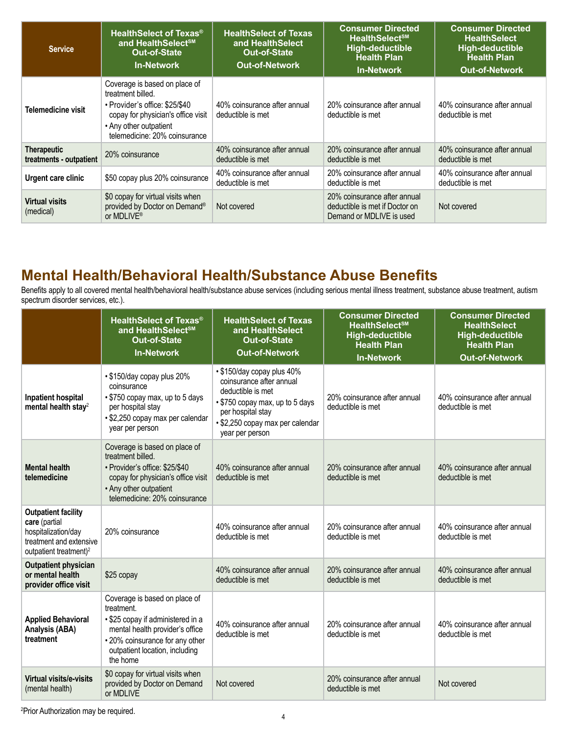| Service | HealthSelect of Texas® and HealthSelectSM Out-of-State In-Network | HealthSelect of Texas and HealthSelect Out-of-State Out-of-Network | Consumer Directed HealthSelectSM High-deductible Health Plan In-Network | Consumer Directed HealthSelect High-deductible Health Plan Out-of-Network |
|---|---|---|---|---|
| **Telemedicine visit** | Coverage is based on place of treatment billed. • Provider's office: $25/$40 copay for physician's office visit • Any other outpatient telemedicine: 20% coinsurance | 40% coinsurance after annual deductible is met | 20% coinsurance after annual deductible is met | 40% coinsurance after annual deductible is met |
| **Therapeutic treatments - outpatient** | 20% coinsurance | 40% coinsurance after annual deductible is met | 20% coinsurance after annual deductible is met | 40% coinsurance after annual deductible is met |
| **Urgent care clinic** | $50 copay plus 20% coinsurance | 40% coinsurance after annual deductible is met | 20% coinsurance after annual deductible is met | 40% coinsurance after annual deductible is met |
| **Virtual visits** (medical) | $0 copay for virtual visits when provided by Doctor on Demand® or MDLIVE® | Not covered | 20% coinsurance after annual deductible is met if Doctor on Demand or MDLIVE is used | Not covered |

## Mental Health/Behavioral Health/Substance Abuse Benefits

Benefits apply to all covered mental health/behavioral health/substance abuse services (including serious mental illness treatment, substance abuse treatment, autism spectrum disorder services, etc.).

| | HealthSelect of Texas® and HealthSelectSM Out-of-State In-Network | HealthSelect of Texas and HealthSelect Out-of-State Out-of-Network | Consumer Directed HealthSelectSM High-deductible Health Plan In-Network | Consumer Directed HealthSelect High-deductible Health Plan Out-of-Network |
|---|---|---|---|---|
| **Inpatient hospital mental health stay**[2] | • $150/day copay plus 20% coinsurance • $750 copay max, up to 5 days per hospital stay • $2,250 copay max per calendar year per person | • $150/day copay plus 40% coinsurance after annual deductible is met • $750 copay max, up to 5 days per hospital stay • $2,250 copay max per calendar year per person | 20% coinsurance after annual deductible is met | 40% coinsurance after annual deductible is met |
| **Mental health telemedicine** | Coverage is based on place of treatment billed. • Provider's office: $25/$40 copay for physician's office visit • Any other outpatient telemedicine: 20% coinsurance | 40% coinsurance after annual deductible is met | 20% coinsurance after annual deductible is met | 40% coinsurance after annual deductible is met |
| **Outpatient facility care** (partial hospitalization/day treatment and extensive outpatient treatment)[2] | 20% coinsurance | 40% coinsurance after annual deductible is met | 20% coinsurance after annual deductible is met | 40% coinsurance after annual deductible is met |
| **Outpatient physician or mental health provider office visit** | $25 copay | 40% coinsurance after annual deductible is met | 20% coinsurance after annual deductible is met | 40% coinsurance after annual deductible is met |
| **Applied Behavioral Analysis (ABA) treatment** | Coverage is based on place of treatment. • $25 copay if administered in a mental health provider's office • 20% coinsurance for any other outpatient location, including the home | 40% coinsurance after annual deductible is met | 20% coinsurance after annual deductible is met | 40% coinsurance after annual deductible is met |
| **Virtual visits/e-visits** (mental health) | $0 copay for virtual visits when provided by Doctor on Demand or MDLIVE | Not covered | 20% coinsurance after annual deductible is met | Not covered |

[2]Prior Authorization may be required.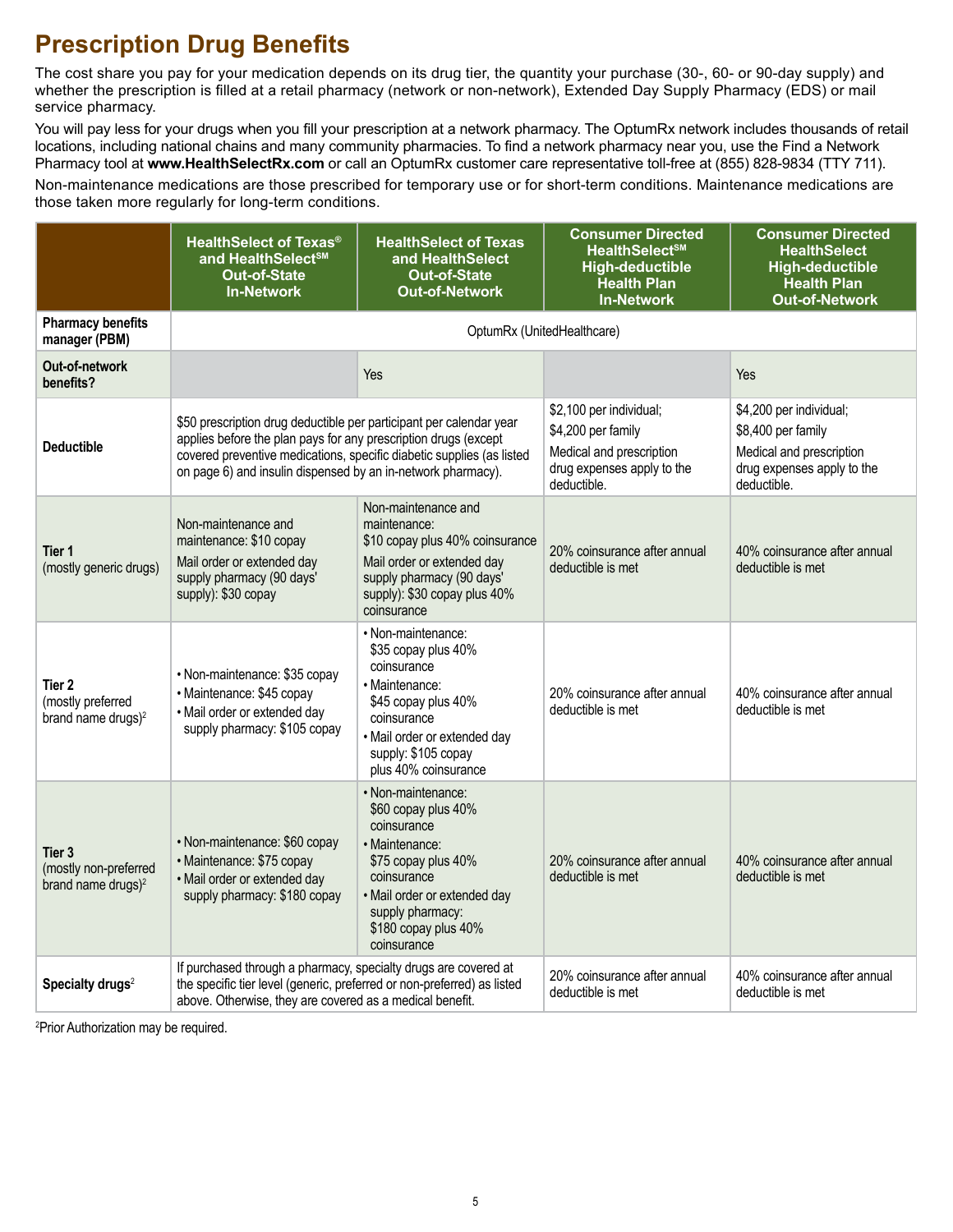# Prescription Drug Benefits

The cost share you pay for your medication depends on its drug tier, the quantity your purchase (30-, 60- or 90-day supply) and whether the prescription is filled at a retail pharmacy (network or non-network), Extended Day Supply Pharmacy (EDS) or mail service pharmacy.

You will pay less for your drugs when you fill your prescription at a network pharmacy. The OptumRx network includes thousands of retail locations, including national chains and many community pharmacies. To find a network pharmacy near you, use the Find a Network Pharmacy tool at **www.HealthSelectRx.com** or call an OptumRx customer care representative toll-free at (855) 828-9834 (TTY 711).

Non-maintenance medications are those prescribed for temporary use or for short-term conditions. Maintenance medications are those taken more regularly for long-term conditions.

| | HealthSelect of Texas® and HealthSelect℠ Out-of-State In-Network | HealthSelect of Texas and HealthSelect Out-of-State Out-of-Network | Consumer Directed HealthSelect℠ High-deductible Health Plan In-Network | Consumer Directed HealthSelect High-deductible Health Plan Out-of-Network |
|---|---|---|---|---|
| **Pharmacy benefits manager (PBM)** | OptumRx (UnitedHealthcare) | | | |
| **Out-of-network benefits?** | | Yes | | Yes |
| **Deductible** | $50 prescription drug deductible per participant per calendar year applies before the plan pays for any prescription drugs (except covered preventive medications, specific diabetic supplies (as listed on page 6) and insulin dispensed by an in-network pharmacy). | | $2,100 per individual; $4,200 per family<br>Medical and prescription drug expenses apply to the deductible. | $4,200 per individual; $8,400 per family<br>Medical and prescription drug expenses apply to the deductible. |
| **Tier 1** (mostly generic drugs) | Non-maintenance and maintenance: $10 copay<br>Mail order or extended day supply pharmacy (90 days' supply): $30 copay | Non-maintenance and maintenance: $10 copay plus 40% coinsurance<br>Mail order or extended day supply pharmacy (90 days' supply): $30 copay plus 40% coinsurance | 20% coinsurance after annual deductible is met | 40% coinsurance after annual deductible is met |
| **Tier 2** (mostly preferred brand name drugs)[2] | • Non-maintenance: $35 copay<br>• Maintenance: $45 copay<br>• Mail order or extended day supply pharmacy: $105 copay | • Non-maintenance: $35 copay plus 40% coinsurance<br>• Maintenance: $45 copay plus 40% coinsurance<br>• Mail order or extended day supply: $105 copay plus 40% coinsurance | 20% coinsurance after annual deductible is met | 40% coinsurance after annual deductible is met |
| **Tier 3** (mostly non-preferred brand name drugs)[2] | • Non-maintenance: $60 copay<br>• Maintenance: $75 copay<br>• Mail order or extended day supply pharmacy: $180 copay | • Non-maintenance: $60 copay plus 40% coinsurance<br>• Maintenance: $75 copay plus 40% coinsurance<br>• Mail order or extended day supply pharmacy: $180 copay plus 40% coinsurance | 20% coinsurance after annual deductible is met | 40% coinsurance after annual deductible is met |
| **Specialty drugs**[2] | If purchased through a pharmacy, specialty drugs are covered at the specific tier level (generic, preferred or non-preferred) as listed above. Otherwise, they are covered as a medical benefit. | | 20% coinsurance after annual deductible is met | 40% coinsurance after annual deductible is met |

[2]Prior Authorization may be required.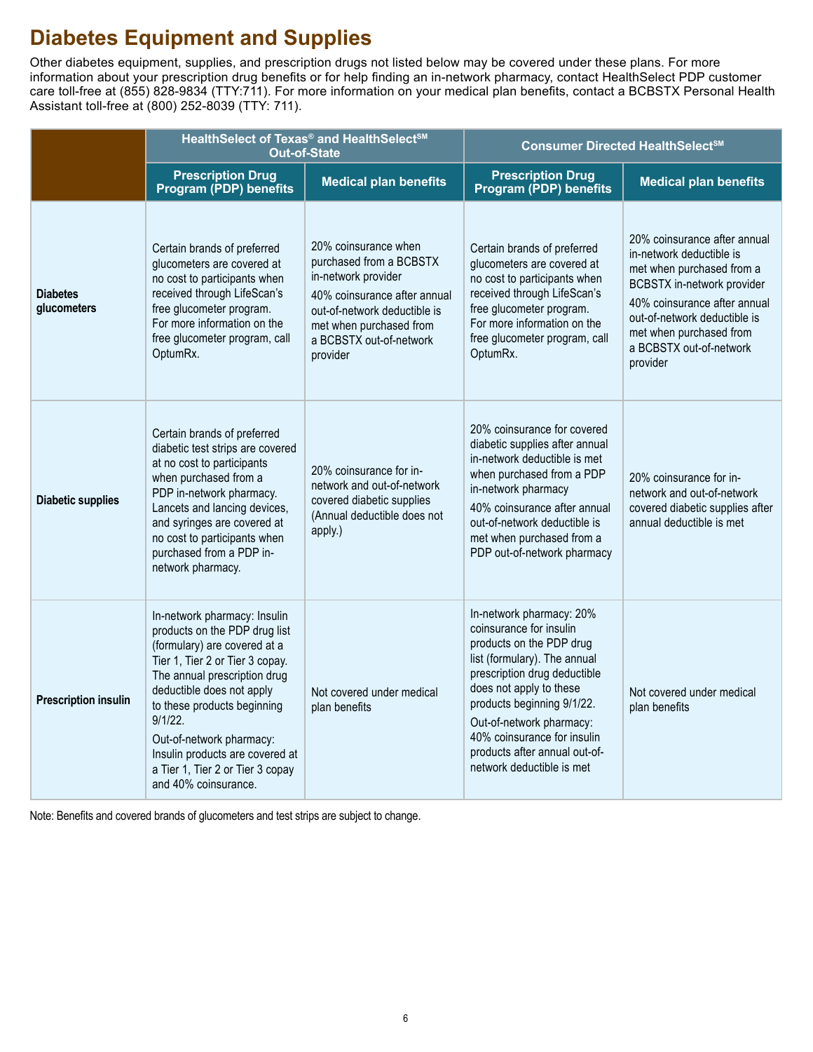# Diabetes Equipment and Supplies

Other diabetes equipment, supplies, and prescription drugs not listed below may be covered under these plans. For more information about your prescription drug benefits or for help finding an in-network pharmacy, contact HealthSelect PDP customer care toll-free at (855) 828-9834 (TTY:711). For more information on your medical plan benefits, contact a BCBSTX Personal Health Assistant toll-free at (800) 252-8039 (TTY: 711).

| | HealthSelect of Texas® and HealthSelect℠ Out-of-State | | Consumer Directed HealthSelect℠ | |
|---|---|---|---|---|
| | **Prescription Drug Program (PDP) benefits** | **Medical plan benefits** | **Prescription Drug Program (PDP) benefits** | **Medical plan benefits** |
| **Diabetes glucometers** | Certain brands of preferred glucometers are covered at no cost to participants when received through LifeScan's free glucometer program. For more information on the free glucometer program, call OptumRx. | 20% coinsurance when purchased from a BCBSTX in-network provider<br>40% coinsurance after annual out-of-network deductible is met when purchased from a BCBSTX out-of-network provider | Certain brands of preferred glucometers are covered at no cost to participants when received through LifeScan's free glucometer program. For more information on the free glucometer program, call OptumRx. | 20% coinsurance after annual in-network deductible is met when purchased from a BCBSTX in-network provider<br>40% coinsurance after annual out-of-network deductible is met when purchased from a BCBSTX out-of-network provider |
| **Diabetic supplies** | Certain brands of preferred diabetic test strips are covered at no cost to participants when purchased from a PDP in-network pharmacy. Lancets and lancing devices, and syringes are covered at no cost to participants when purchased from a PDP in-network pharmacy. | 20% coinsurance for in-network and out-of-network covered diabetic supplies (Annual deductible does not apply.) | 20% coinsurance for covered diabetic supplies after annual in-network deductible is met when purchased from a PDP in-network pharmacy<br>40% coinsurance after annual out-of-network deductible is met when purchased from a PDP out-of-network pharmacy | 20% coinsurance for in-network and out-of-network covered diabetic supplies after annual deductible is met |
| **Prescription insulin** | In-network pharmacy: Insulin products on the PDP drug list (formulary) are covered at a Tier 1, Tier 2 or Tier 3 copay. The annual prescription drug deductible does not apply to these products beginning 9/1/22.<br>Out-of-network pharmacy: Insulin products are covered at a Tier 1, Tier 2 or Tier 3 copay and 40% coinsurance. | Not covered under medical plan benefits | In-network pharmacy: 20% coinsurance for insulin products on the PDP drug list (formulary). The annual prescription drug deductible does not apply to these products beginning 9/1/22.<br>Out-of-network pharmacy: 40% coinsurance for insulin products after annual out-of-network deductible is met | Not covered under medical plan benefits |

Note: Benefits and covered brands of glucometers and test strips are subject to change.